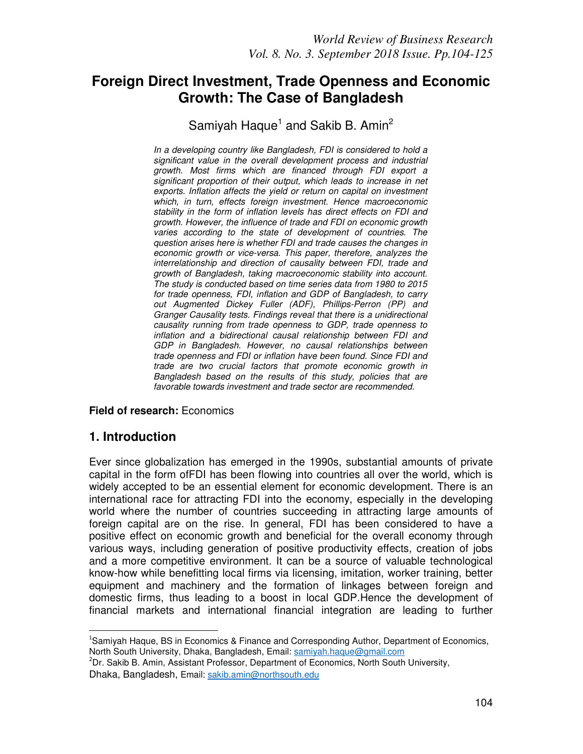# Foreign Direct Investment, Trade Openness and Economic Growth: The Case of Bangladesh

Samiyah Haque[1] and Sakib B. Amin[2]

*In a developing country like Bangladesh, FDI is considered to hold a significant value in the overall development process and industrial growth. Most firms which are financed through FDI export a significant proportion of their output, which leads to increase in net exports. Inflation affects the yield or return on capital on investment which, in turn, effects foreign investment. Hence macroeconomic stability in the form of inflation levels has direct effects on FDI and growth. However, the influence of trade and FDI on economic growth varies according to the state of development of countries. The question arises here is whether FDI and trade causes the changes in economic growth or vice-versa. This paper, therefore, analyzes the interrelationship and direction of causality between FDI, trade and growth of Bangladesh, taking macroeconomic stability into account. The study is conducted based on time series data from 1980 to 2015 for trade openness, FDI, inflation and GDP of Bangladesh, to carry out Augmented Dickey Fuller (ADF), Phillips-Perron (PP) and Granger Causality tests. Findings reveal that there is a unidirectional causality running from trade openness to GDP, trade openness to inflation and a bidirectional causal relationship between FDI and GDP in Bangladesh. However, no causal relationships between trade openness and FDI or inflation have been found. Since FDI and trade are two crucial factors that promote economic growth in Bangladesh based on the results of this study, policies that are favorable towards investment and trade sector are recommended.*

**Field of research:** Economics

## 1. Introduction

Ever since globalization has emerged in the 1990s, substantial amounts of private capital in the form ofFDI has been flowing into countries all over the world, which is widely accepted to be an essential element for economic development. There is an international race for attracting FDI into the economy, especially in the developing world where the number of countries succeeding in attracting large amounts of foreign capital are on the rise. In general, FDI has been considered to have a positive effect on economic growth and beneficial for the overall economy through various ways, including generation of positive productivity effects, creation of jobs and a more competitive environment. It can be a source of valuable technological know-how while benefitting local firms via licensing, imitation, worker training, better equipment and machinery and the formation of linkages between foreign and domestic firms, thus leading to a boost in local GDP.Hence the development of financial markets and international financial integration are leading to further

---

[1]Samiyah Haque, BS in Economics & Finance and Corresponding Author, Department of Economics, North South University, Dhaka, Bangladesh, Email: samiyah.haque@gmail.com

[2]Dr. Sakib B. Amin, Assistant Professor, Department of Economics, North South University, Dhaka, Bangladesh, Email: sakib.amin@northsouth.edu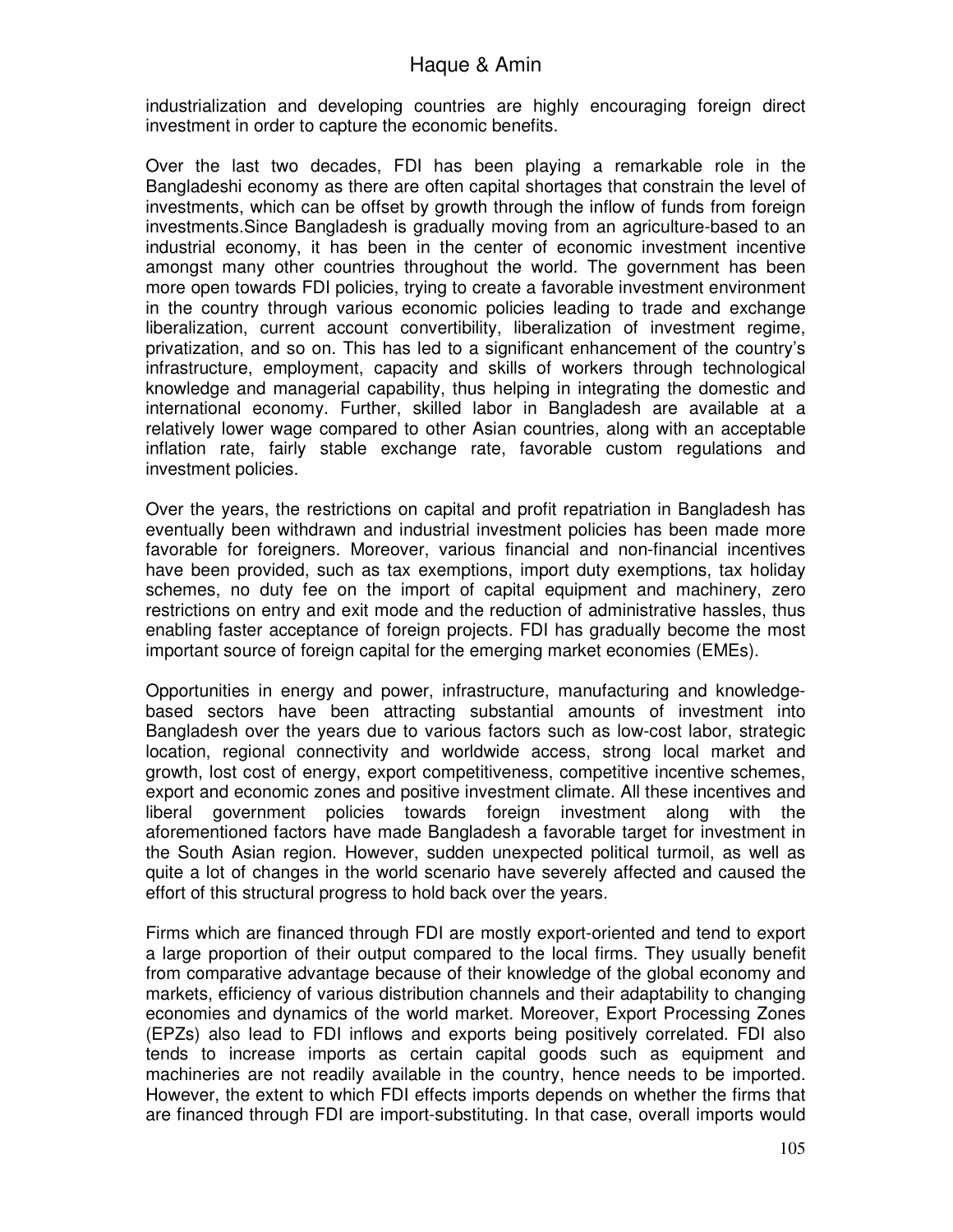industrialization and developing countries are highly encouraging foreign direct investment in order to capture the economic benefits.

Over the last two decades, FDI has been playing a remarkable role in the Bangladeshi economy as there are often capital shortages that constrain the level of investments, which can be offset by growth through the inflow of funds from foreign investments.Since Bangladesh is gradually moving from an agriculture-based to an industrial economy, it has been in the center of economic investment incentive amongst many other countries throughout the world. The government has been more open towards FDI policies, trying to create a favorable investment environment in the country through various economic policies leading to trade and exchange liberalization, current account convertibility, liberalization of investment regime, privatization, and so on. This has led to a significant enhancement of the country's infrastructure, employment, capacity and skills of workers through technological knowledge and managerial capability, thus helping in integrating the domestic and international economy. Further, skilled labor in Bangladesh are available at a relatively lower wage compared to other Asian countries, along with an acceptable inflation rate, fairly stable exchange rate, favorable custom regulations and investment policies.

Over the years, the restrictions on capital and profit repatriation in Bangladesh has eventually been withdrawn and industrial investment policies has been made more favorable for foreigners. Moreover, various financial and non-financial incentives have been provided, such as tax exemptions, import duty exemptions, tax holiday schemes, no duty fee on the import of capital equipment and machinery, zero restrictions on entry and exit mode and the reduction of administrative hassles, thus enabling faster acceptance of foreign projects. FDI has gradually become the most important source of foreign capital for the emerging market economies (EMEs).

Opportunities in energy and power, infrastructure, manufacturing and knowledge-based sectors have been attracting substantial amounts of investment into Bangladesh over the years due to various factors such as low-cost labor, strategic location, regional connectivity and worldwide access, strong local market and growth, lost cost of energy, export competitiveness, competitive incentive schemes, export and economic zones and positive investment climate. All these incentives and liberal government policies towards foreign investment along with the aforementioned factors have made Bangladesh a favorable target for investment in the South Asian region. However, sudden unexpected political turmoil, as well as quite a lot of changes in the world scenario have severely affected and caused the effort of this structural progress to hold back over the years.

Firms which are financed through FDI are mostly export-oriented and tend to export a large proportion of their output compared to the local firms. They usually benefit from comparative advantage because of their knowledge of the global economy and markets, efficiency of various distribution channels and their adaptability to changing economies and dynamics of the world market. Moreover, Export Processing Zones (EPZs) also lead to FDI inflows and exports being positively correlated. FDI also tends to increase imports as certain capital goods such as equipment and machineries are not readily available in the country, hence needs to be imported. However, the extent to which FDI effects imports depends on whether the firms that are financed through FDI are import-substituting. In that case, overall imports would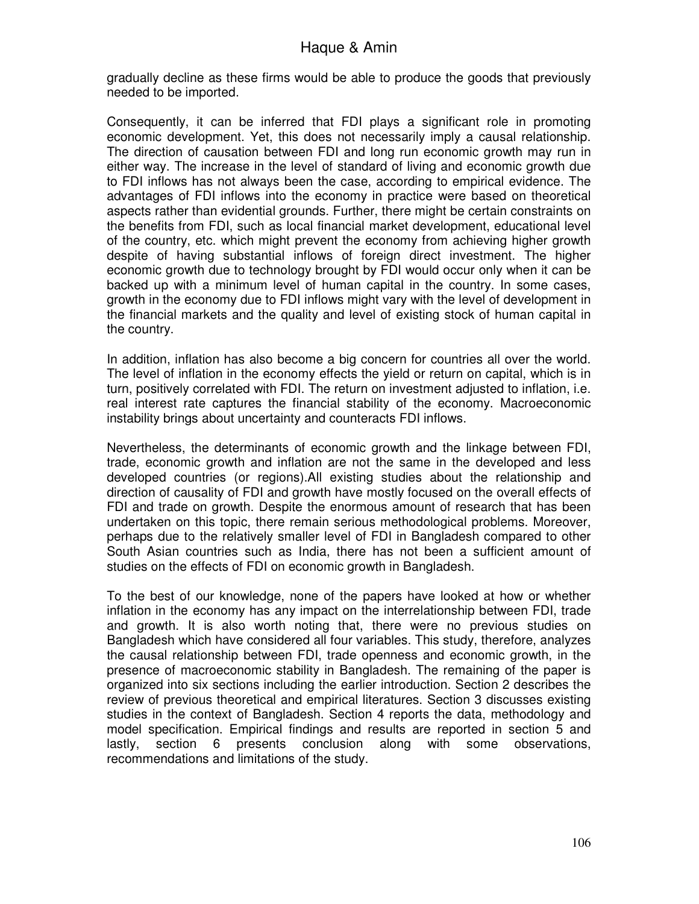gradually decline as these firms would be able to produce the goods that previously needed to be imported.

Consequently, it can be inferred that FDI plays a significant role in promoting economic development. Yet, this does not necessarily imply a causal relationship. The direction of causation between FDI and long run economic growth may run in either way. The increase in the level of standard of living and economic growth due to FDI inflows has not always been the case, according to empirical evidence. The advantages of FDI inflows into the economy in practice were based on theoretical aspects rather than evidential grounds. Further, there might be certain constraints on the benefits from FDI, such as local financial market development, educational level of the country, etc. which might prevent the economy from achieving higher growth despite of having substantial inflows of foreign direct investment. The higher economic growth due to technology brought by FDI would occur only when it can be backed up with a minimum level of human capital in the country. In some cases, growth in the economy due to FDI inflows might vary with the level of development in the financial markets and the quality and level of existing stock of human capital in the country.

In addition, inflation has also become a big concern for countries all over the world. The level of inflation in the economy effects the yield or return on capital, which is in turn, positively correlated with FDI. The return on investment adjusted to inflation, i.e. real interest rate captures the financial stability of the economy. Macroeconomic instability brings about uncertainty and counteracts FDI inflows.

Nevertheless, the determinants of economic growth and the linkage between FDI, trade, economic growth and inflation are not the same in the developed and less developed countries (or regions).All existing studies about the relationship and direction of causality of FDI and growth have mostly focused on the overall effects of FDI and trade on growth. Despite the enormous amount of research that has been undertaken on this topic, there remain serious methodological problems. Moreover, perhaps due to the relatively smaller level of FDI in Bangladesh compared to other South Asian countries such as India, there has not been a sufficient amount of studies on the effects of FDI on economic growth in Bangladesh.

To the best of our knowledge, none of the papers have looked at how or whether inflation in the economy has any impact on the interrelationship between FDI, trade and growth. It is also worth noting that, there were no previous studies on Bangladesh which have considered all four variables. This study, therefore, analyzes the causal relationship between FDI, trade openness and economic growth, in the presence of macroeconomic stability in Bangladesh. The remaining of the paper is organized into six sections including the earlier introduction. Section 2 describes the review of previous theoretical and empirical literatures. Section 3 discusses existing studies in the context of Bangladesh. Section 4 reports the data, methodology and model specification. Empirical findings and results are reported in section 5 and lastly, section 6 presents conclusion along with some observations, recommendations and limitations of the study.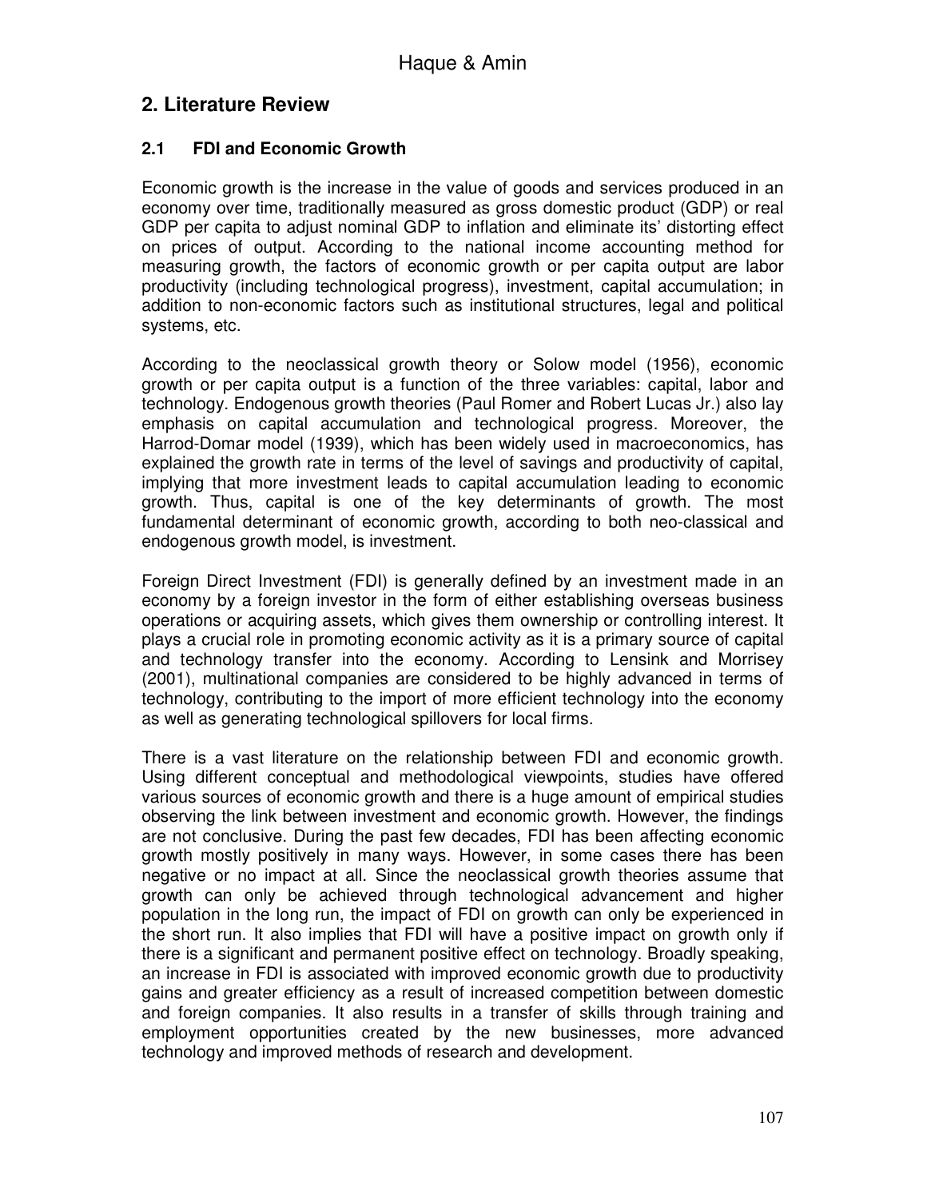## 2. Literature Review

### 2.1 FDI and Economic Growth

Economic growth is the increase in the value of goods and services produced in an economy over time, traditionally measured as gross domestic product (GDP) or real GDP per capita to adjust nominal GDP to inflation and eliminate its' distorting effect on prices of output. According to the national income accounting method for measuring growth, the factors of economic growth or per capita output are labor productivity (including technological progress), investment, capital accumulation; in addition to non-economic factors such as institutional structures, legal and political systems, etc.

According to the neoclassical growth theory or Solow model (1956), economic growth or per capita output is a function of the three variables: capital, labor and technology. Endogenous growth theories (Paul Romer and Robert Lucas Jr.) also lay emphasis on capital accumulation and technological progress. Moreover, the Harrod-Domar model (1939), which has been widely used in macroeconomics, has explained the growth rate in terms of the level of savings and productivity of capital, implying that more investment leads to capital accumulation leading to economic growth. Thus, capital is one of the key determinants of growth. The most fundamental determinant of economic growth, according to both neo-classical and endogenous growth model, is investment.

Foreign Direct Investment (FDI) is generally defined by an investment made in an economy by a foreign investor in the form of either establishing overseas business operations or acquiring assets, which gives them ownership or controlling interest. It plays a crucial role in promoting economic activity as it is a primary source of capital and technology transfer into the economy. According to Lensink and Morrisey (2001), multinational companies are considered to be highly advanced in terms of technology, contributing to the import of more efficient technology into the economy as well as generating technological spillovers for local firms.

There is a vast literature on the relationship between FDI and economic growth. Using different conceptual and methodological viewpoints, studies have offered various sources of economic growth and there is a huge amount of empirical studies observing the link between investment and economic growth. However, the findings are not conclusive. During the past few decades, FDI has been affecting economic growth mostly positively in many ways. However, in some cases there has been negative or no impact at all. Since the neoclassical growth theories assume that growth can only be achieved through technological advancement and higher population in the long run, the impact of FDI on growth can only be experienced in the short run. It also implies that FDI will have a positive impact on growth only if there is a significant and permanent positive effect on technology. Broadly speaking, an increase in FDI is associated with improved economic growth due to productivity gains and greater efficiency as a result of increased competition between domestic and foreign companies. It also results in a transfer of skills through training and employment opportunities created by the new businesses, more advanced technology and improved methods of research and development.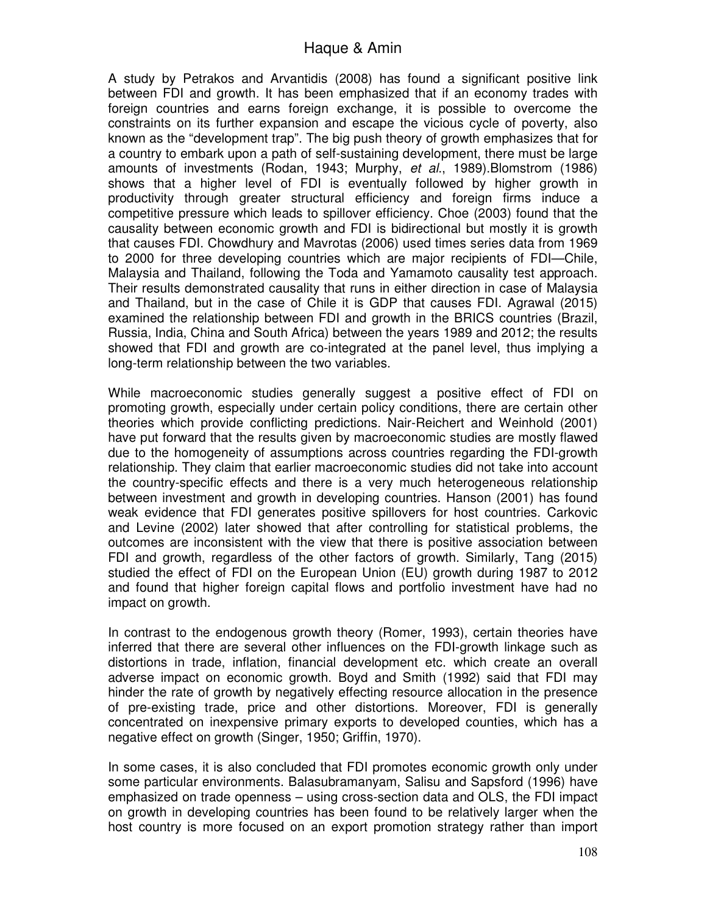A study by Petrakos and Arvantidis (2008) has found a significant positive link between FDI and growth. It has been emphasized that if an economy trades with foreign countries and earns foreign exchange, it is possible to overcome the constraints on its further expansion and escape the vicious cycle of poverty, also known as the "development trap". The big push theory of growth emphasizes that for a country to embark upon a path of self-sustaining development, there must be large amounts of investments (Rodan, 1943; Murphy, *et al.*, 1989).Blomstrom (1986) shows that a higher level of FDI is eventually followed by higher growth in productivity through greater structural efficiency and foreign firms induce a competitive pressure which leads to spillover efficiency. Choe (2003) found that the causality between economic growth and FDI is bidirectional but mostly it is growth that causes FDI. Chowdhury and Mavrotas (2006) used times series data from 1969 to 2000 for three developing countries which are major recipients of FDI—Chile, Malaysia and Thailand, following the Toda and Yamamoto causality test approach. Their results demonstrated causality that runs in either direction in case of Malaysia and Thailand, but in the case of Chile it is GDP that causes FDI. Agrawal (2015) examined the relationship between FDI and growth in the BRICS countries (Brazil, Russia, India, China and South Africa) between the years 1989 and 2012; the results showed that FDI and growth are co-integrated at the panel level, thus implying a long-term relationship between the two variables.

While macroeconomic studies generally suggest a positive effect of FDI on promoting growth, especially under certain policy conditions, there are certain other theories which provide conflicting predictions. Nair-Reichert and Weinhold (2001) have put forward that the results given by macroeconomic studies are mostly flawed due to the homogeneity of assumptions across countries regarding the FDI-growth relationship. They claim that earlier macroeconomic studies did not take into account the country-specific effects and there is a very much heterogeneous relationship between investment and growth in developing countries. Hanson (2001) has found weak evidence that FDI generates positive spillovers for host countries. Carkovic and Levine (2002) later showed that after controlling for statistical problems, the outcomes are inconsistent with the view that there is positive association between FDI and growth, regardless of the other factors of growth. Similarly, Tang (2015) studied the effect of FDI on the European Union (EU) growth during 1987 to 2012 and found that higher foreign capital flows and portfolio investment have had no impact on growth.

In contrast to the endogenous growth theory (Romer, 1993), certain theories have inferred that there are several other influences on the FDI-growth linkage such as distortions in trade, inflation, financial development etc. which create an overall adverse impact on economic growth. Boyd and Smith (1992) said that FDI may hinder the rate of growth by negatively effecting resource allocation in the presence of pre-existing trade, price and other distortions. Moreover, FDI is generally concentrated on inexpensive primary exports to developed counties, which has a negative effect on growth (Singer, 1950; Griffin, 1970).

In some cases, it is also concluded that FDI promotes economic growth only under some particular environments. Balasubramanyam, Salisu and Sapsford (1996) have emphasized on trade openness – using cross-section data and OLS, the FDI impact on growth in developing countries has been found to be relatively larger when the host country is more focused on an export promotion strategy rather than import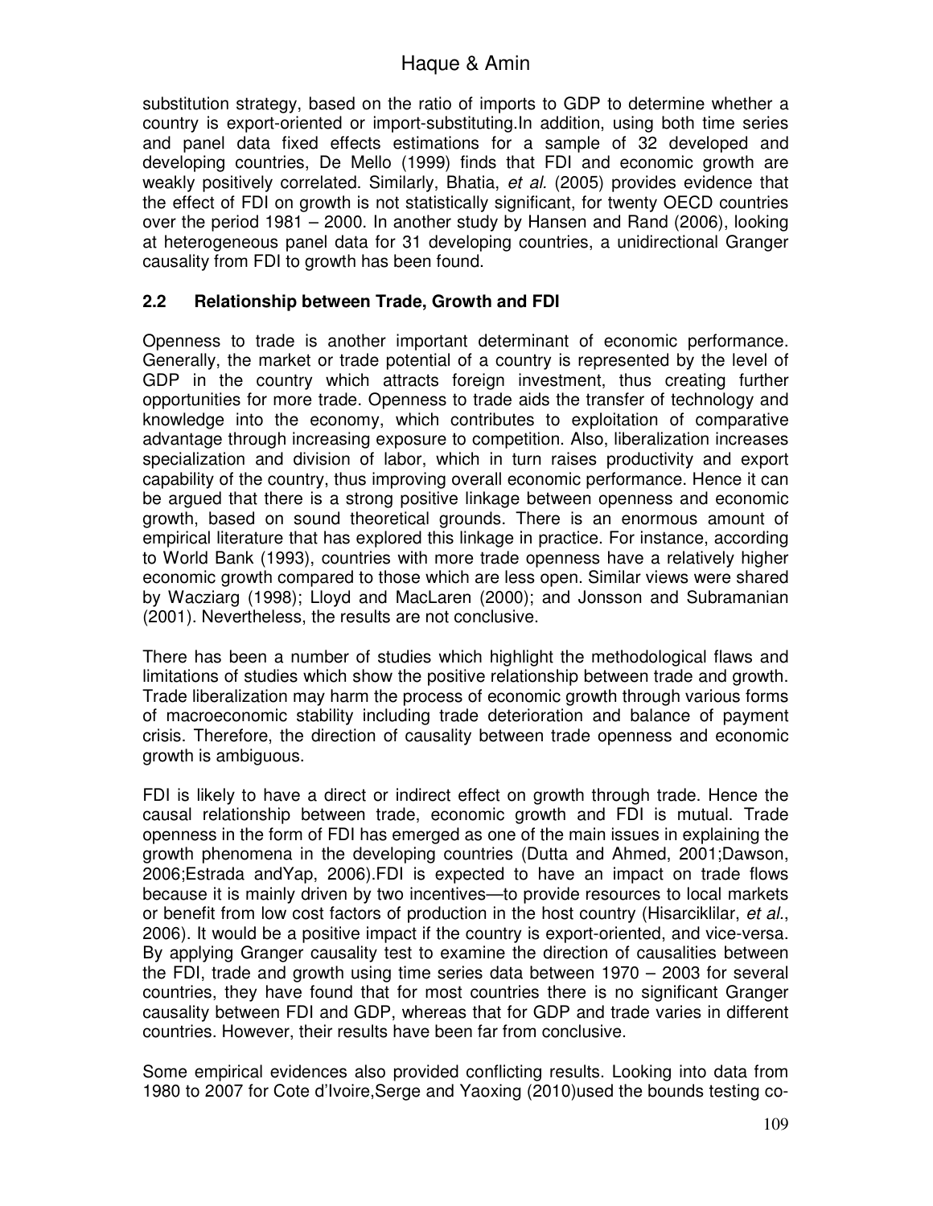substitution strategy, based on the ratio of imports to GDP to determine whether a country is export-oriented or import-substituting.In addition, using both time series and panel data fixed effects estimations for a sample of 32 developed and developing countries, De Mello (1999) finds that FDI and economic growth are weakly positively correlated. Similarly, Bhatia, *et al*. (2005) provides evidence that the effect of FDI on growth is not statistically significant, for twenty OECD countries over the period 1981 – 2000. In another study by Hansen and Rand (2006), looking at heterogeneous panel data for 31 developing countries, a unidirectional Granger causality from FDI to growth has been found.

### 2.2 Relationship between Trade, Growth and FDI

Openness to trade is another important determinant of economic performance. Generally, the market or trade potential of a country is represented by the level of GDP in the country which attracts foreign investment, thus creating further opportunities for more trade. Openness to trade aids the transfer of technology and knowledge into the economy, which contributes to exploitation of comparative advantage through increasing exposure to competition. Also, liberalization increases specialization and division of labor, which in turn raises productivity and export capability of the country, thus improving overall economic performance. Hence it can be argued that there is a strong positive linkage between openness and economic growth, based on sound theoretical grounds. There is an enormous amount of empirical literature that has explored this linkage in practice. For instance, according to World Bank (1993), countries with more trade openness have a relatively higher economic growth compared to those which are less open. Similar views were shared by Wacziarg (1998); Lloyd and MacLaren (2000); and Jonsson and Subramanian (2001). Nevertheless, the results are not conclusive.

There has been a number of studies which highlight the methodological flaws and limitations of studies which show the positive relationship between trade and growth. Trade liberalization may harm the process of economic growth through various forms of macroeconomic stability including trade deterioration and balance of payment crisis. Therefore, the direction of causality between trade openness and economic growth is ambiguous.

FDI is likely to have a direct or indirect effect on growth through trade. Hence the causal relationship between trade, economic growth and FDI is mutual. Trade openness in the form of FDI has emerged as one of the main issues in explaining the growth phenomena in the developing countries (Dutta and Ahmed, 2001;Dawson, 2006;Estrada andYap, 2006).FDI is expected to have an impact on trade flows because it is mainly driven by two incentives—to provide resources to local markets or benefit from low cost factors of production in the host country (Hisarciklilar, *et al*., 2006). It would be a positive impact if the country is export-oriented, and vice-versa. By applying Granger causality test to examine the direction of causalities between the FDI, trade and growth using time series data between 1970 – 2003 for several countries, they have found that for most countries there is no significant Granger causality between FDI and GDP, whereas that for GDP and trade varies in different countries. However, their results have been far from conclusive.

Some empirical evidences also provided conflicting results. Looking into data from 1980 to 2007 for Cote d'Ivoire,Serge and Yaoxing (2010)used the bounds testing co-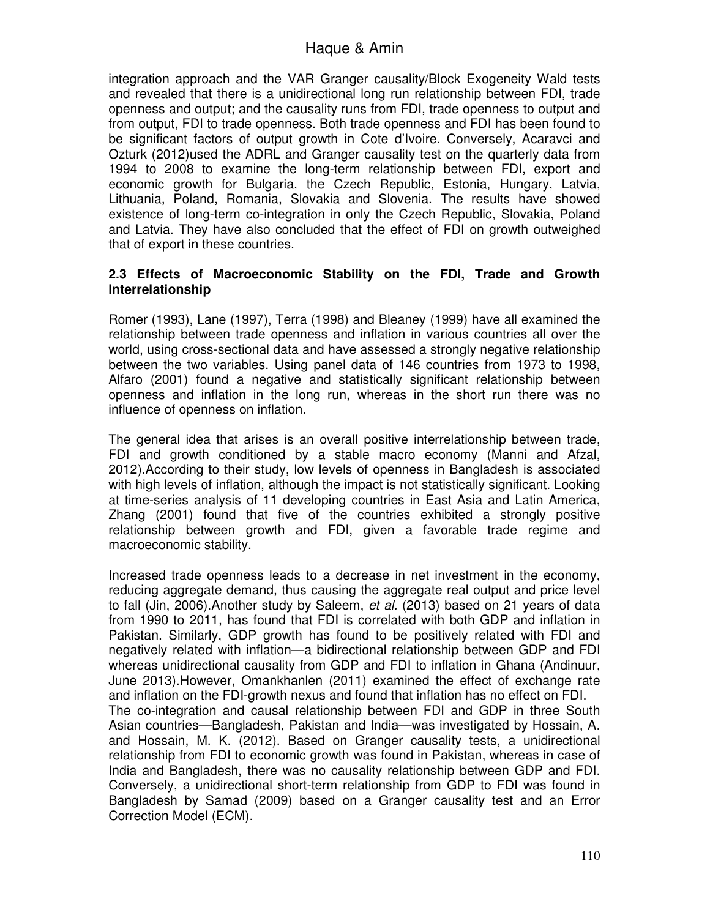integration approach and the VAR Granger causality/Block Exogeneity Wald tests and revealed that there is a unidirectional long run relationship between FDI, trade openness and output; and the causality runs from FDI, trade openness to output and from output, FDI to trade openness. Both trade openness and FDI has been found to be significant factors of output growth in Cote d'Ivoire. Conversely, Acaravci and Ozturk (2012)used the ADRL and Granger causality test on the quarterly data from 1994 to 2008 to examine the long-term relationship between FDI, export and economic growth for Bulgaria, the Czech Republic, Estonia, Hungary, Latvia, Lithuania, Poland, Romania, Slovakia and Slovenia. The results have showed existence of long-term co-integration in only the Czech Republic, Slovakia, Poland and Latvia. They have also concluded that the effect of FDI on growth outweighed that of export in these countries.

### 2.3 Effects of Macroeconomic Stability on the FDI, Trade and Growth Interrelationship

Romer (1993), Lane (1997), Terra (1998) and Bleaney (1999) have all examined the relationship between trade openness and inflation in various countries all over the world, using cross-sectional data and have assessed a strongly negative relationship between the two variables. Using panel data of 146 countries from 1973 to 1998, Alfaro (2001) found a negative and statistically significant relationship between openness and inflation in the long run, whereas in the short run there was no influence of openness on inflation.

The general idea that arises is an overall positive interrelationship between trade, FDI and growth conditioned by a stable macro economy (Manni and Afzal, 2012).According to their study, low levels of openness in Bangladesh is associated with high levels of inflation, although the impact is not statistically significant. Looking at time-series analysis of 11 developing countries in East Asia and Latin America, Zhang (2001) found that five of the countries exhibited a strongly positive relationship between growth and FDI, given a favorable trade regime and macroeconomic stability.

Increased trade openness leads to a decrease in net investment in the economy, reducing aggregate demand, thus causing the aggregate real output and price level to fall (Jin, 2006).Another study by Saleem, *et al.* (2013) based on 21 years of data from 1990 to 2011, has found that FDI is correlated with both GDP and inflation in Pakistan. Similarly, GDP growth has found to be positively related with FDI and negatively related with inflation—a bidirectional relationship between GDP and FDI whereas unidirectional causality from GDP and FDI to inflation in Ghana (Andinuur, June 2013).However, Omankhanlen (2011) examined the effect of exchange rate and inflation on the FDI-growth nexus and found that inflation has no effect on FDI.

The co-integration and causal relationship between FDI and GDP in three South Asian countries—Bangladesh, Pakistan and India—was investigated by Hossain, A. and Hossain, M. K. (2012). Based on Granger causality tests, a unidirectional relationship from FDI to economic growth was found in Pakistan, whereas in case of India and Bangladesh, there was no causality relationship between GDP and FDI. Conversely, a unidirectional short-term relationship from GDP to FDI was found in Bangladesh by Samad (2009) based on a Granger causality test and an Error Correction Model (ECM).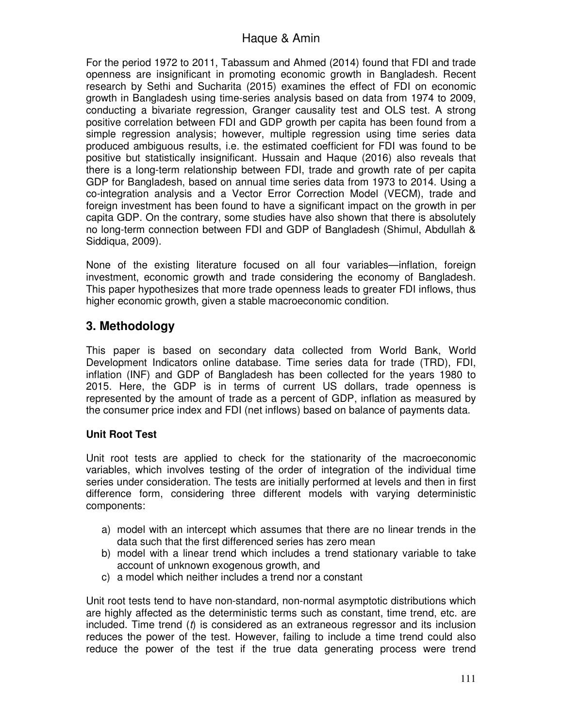For the period 1972 to 2011, Tabassum and Ahmed (2014) found that FDI and trade openness are insignificant in promoting economic growth in Bangladesh. Recent research by Sethi and Sucharita (2015) examines the effect of FDI on economic growth in Bangladesh using time-series analysis based on data from 1974 to 2009, conducting a bivariate regression, Granger causality test and OLS test. A strong positive correlation between FDI and GDP growth per capita has been found from a simple regression analysis; however, multiple regression using time series data produced ambiguous results, i.e. the estimated coefficient for FDI was found to be positive but statistically insignificant. Hussain and Haque (2016) also reveals that there is a long-term relationship between FDI, trade and growth rate of per capita GDP for Bangladesh, based on annual time series data from 1973 to 2014. Using a co-integration analysis and a Vector Error Correction Model (VECM), trade and foreign investment has been found to have a significant impact on the growth in per capita GDP. On the contrary, some studies have also shown that there is absolutely no long-term connection between FDI and GDP of Bangladesh (Shimul, Abdullah & Siddiqua, 2009).

None of the existing literature focused on all four variables—inflation, foreign investment, economic growth and trade considering the economy of Bangladesh. This paper hypothesizes that more trade openness leads to greater FDI inflows, thus higher economic growth, given a stable macroeconomic condition.

## 3. Methodology

This paper is based on secondary data collected from World Bank, World Development Indicators online database. Time series data for trade (TRD), FDI, inflation (INF) and GDP of Bangladesh has been collected for the years 1980 to 2015. Here, the GDP is in terms of current US dollars, trade openness is represented by the amount of trade as a percent of GDP, inflation as measured by the consumer price index and FDI (net inflows) based on balance of payments data.

### Unit Root Test

Unit root tests are applied to check for the stationarity of the macroeconomic variables, which involves testing of the order of integration of the individual time series under consideration. The tests are initially performed at levels and then in first difference form, considering three different models with varying deterministic components:

a) model with an intercept which assumes that there are no linear trends in the data such that the first differenced series has zero mean
b) model with a linear trend which includes a trend stationary variable to take account of unknown exogenous growth, and
c) a model which neither includes a trend nor a constant

Unit root tests tend to have non-standard, non-normal asymptotic distributions which are highly affected as the deterministic terms such as constant, time trend, etc. are included. Time trend ($t$) is considered as an extraneous regressor and its inclusion reduces the power of the test. However, failing to include a time trend could also reduce the power of the test if the true data generating process were trend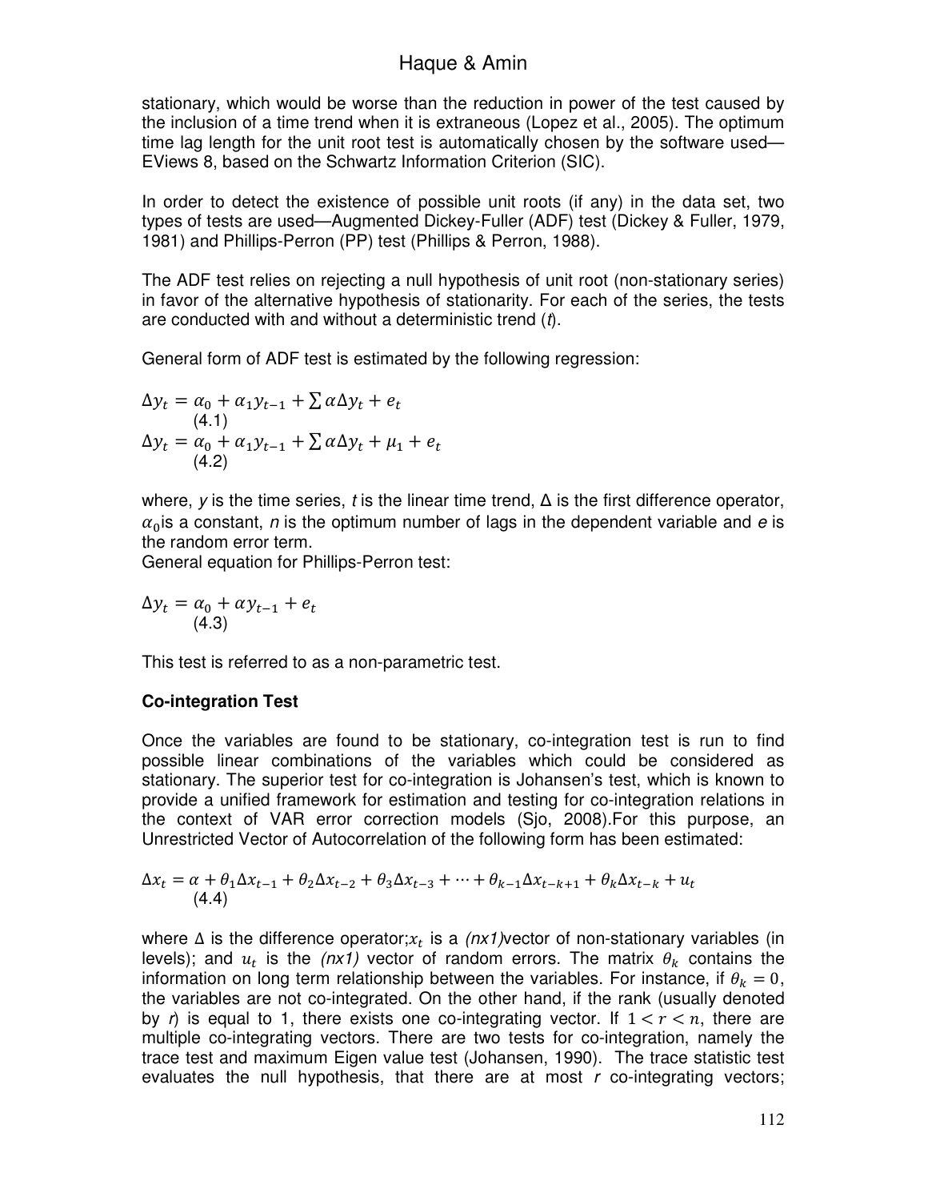stationary, which would be worse than the reduction in power of the test caused by the inclusion of a time trend when it is extraneous (Lopez et al., 2005). The optimum time lag length for the unit root test is automatically chosen by the software used—EViews 8, based on the Schwartz Information Criterion (SIC).

In order to detect the existence of possible unit roots (if any) in the data set, two types of tests are used—Augmented Dickey-Fuller (ADF) test (Dickey & Fuller, 1979, 1981) and Phillips-Perron (PP) test (Phillips & Perron, 1988).

The ADF test relies on rejecting a null hypothesis of unit root (non-stationary series) in favor of the alternative hypothesis of stationarity. For each of the series, the tests are conducted with and without a deterministic trend (*t*).

General form of ADF test is estimated by the following regression:

$$\Delta y_t = \alpha_0 + \alpha_1 y_{t-1} + \sum \alpha \Delta y_t + e_t \quad (4.1)$$

$$\Delta y_t = \alpha_0 + \alpha_1 y_{t-1} + \sum \alpha \Delta y_t + \mu_1 + e_t \quad (4.2)$$

where, *y* is the time series, *t* is the linear time trend, Δ is the first difference operator, $\alpha_0$is a constant, *n* is the optimum number of lags in the dependent variable and *e* is the random error term.
General equation for Phillips-Perron test:

$$\Delta y_t = \alpha_0 + \alpha y_{t-1} + e_t \quad (4.3)$$

This test is referred to as a non-parametric test.

**Co-integration Test**

Once the variables are found to be stationary, co-integration test is run to find possible linear combinations of the variables which could be considered as stationary. The superior test for co-integration is Johansen's test, which is known to provide a unified framework for estimation and testing for co-integration relations in the context of VAR error correction models (Sjo, 2008).For this purpose, an Unrestricted Vector of Autocorrelation of the following form has been estimated:

$$\Delta x_t = \alpha + \theta_1 \Delta x_{t-1} + \theta_2 \Delta x_{t-2} + \theta_3 \Delta x_{t-3} + \cdots + \theta_{k-1} \Delta x_{t-k+1} + \theta_k \Delta x_{t-k} + u_t \quad (4.4)$$

where Δ is the difference operator;$x_t$ is a *(nx1)*vector of non-stationary variables (in levels); and $u_t$ is the *(nx1)* vector of random errors. The matrix $\theta_k$ contains the information on long term relationship between the variables. For instance, if $\theta_k = 0$, the variables are not co-integrated. On the other hand, if the rank (usually denoted by *r*) is equal to 1, there exists one co-integrating vector. If $1 < r < n$, there are multiple co-integrating vectors. There are two tests for co-integration, namely the trace test and maximum Eigen value test (Johansen, 1990). The trace statistic test evaluates the null hypothesis, that there are at most *r* co-integrating vectors;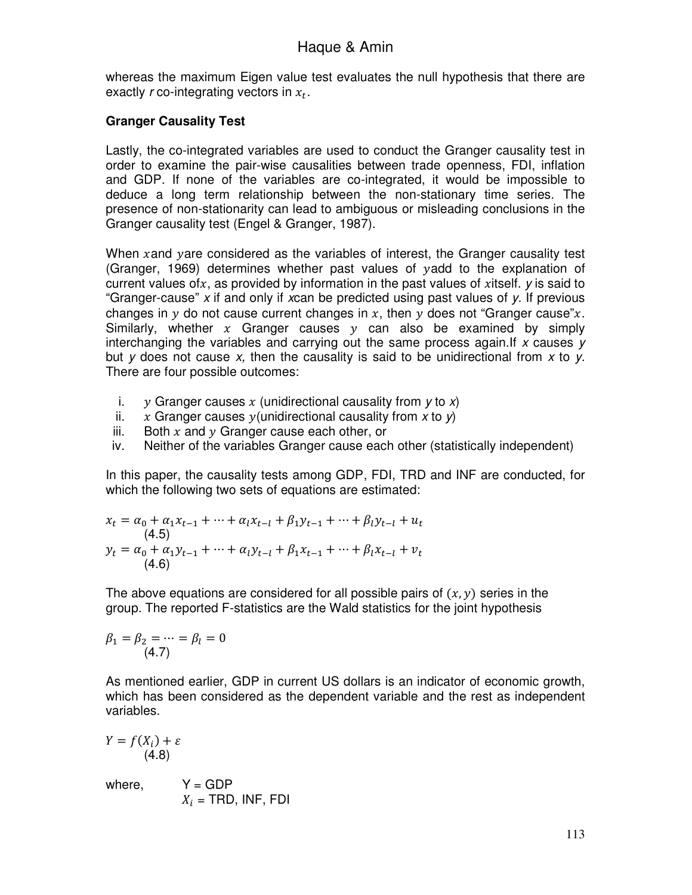whereas the maximum Eigen value test evaluates the null hypothesis that there are exactly *r* co-integrating vectors in $x_t$.

**Granger Causality Test**

Lastly, the co-integrated variables are used to conduct the Granger causality test in order to examine the pair-wise causalities between trade openness, FDI, inflation and GDP. If none of the variables are co-integrated, it would be impossible to deduce a long term relationship between the non-stationary time series. The presence of non-stationarity can lead to ambiguous or misleading conclusions in the Granger causality test (Engel & Granger, 1987).

When $x$and $y$are considered as the variables of interest, the Granger causality test (Granger, 1969) determines whether past values of $y$add to the explanation of current values of$x$, as provided by information in the past values of $x$itself. *y* is said to "Granger-cause" *x* if and only if *x*can be predicted using past values of *y*. If previous changes in $y$ do not cause current changes in $x$, then $y$ does not "Granger cause"$x$. Similarly, whether $x$ Granger causes $y$ can also be examined by simply interchanging the variables and carrying out the same process again.If *x* causes *y* but *y* does not cause *x,* then the causality is said to be unidirectional from *x* to *y*. There are four possible outcomes:

i. $y$ Granger causes $x$ (unidirectional causality from *y* to *x*)
ii. $x$ Granger causes $y$(unidirectional causality from *x* to *y*)
iii. Both $x$ and $y$ Granger cause each other, or
iv. Neither of the variables Granger cause each other (statistically independent)

In this paper, the causality tests among GDP, FDI, TRD and INF are conducted, for which the following two sets of equations are estimated:

$$x_t = \alpha_0 + \alpha_1 x_{t-1} + \cdots + \alpha_l x_{t-l} + \beta_1 y_{t-1} + \cdots + \beta_l y_{t-l} + u_t \quad (4.5)$$

$$y_t = \alpha_0 + \alpha_1 y_{t-1} + \cdots + \alpha_l y_{t-l} + \beta_1 x_{t-1} + \cdots + \beta_l x_{t-l} + v_t \quad (4.6)$$

The above equations are considered for all possible pairs of $(x, y)$ series in the group. The reported F-statistics are the Wald statistics for the joint hypothesis

$$\beta_1 = \beta_2 = \cdots = \beta_l = 0 \quad (4.7)$$

As mentioned earlier, GDP in current US dollars is an indicator of economic growth, which has been considered as the dependent variable and the rest as independent variables.

$$Y = f(X_i) + \varepsilon \quad (4.8)$$

where, Y = GDP
$X_i$ = TRD, INF, FDI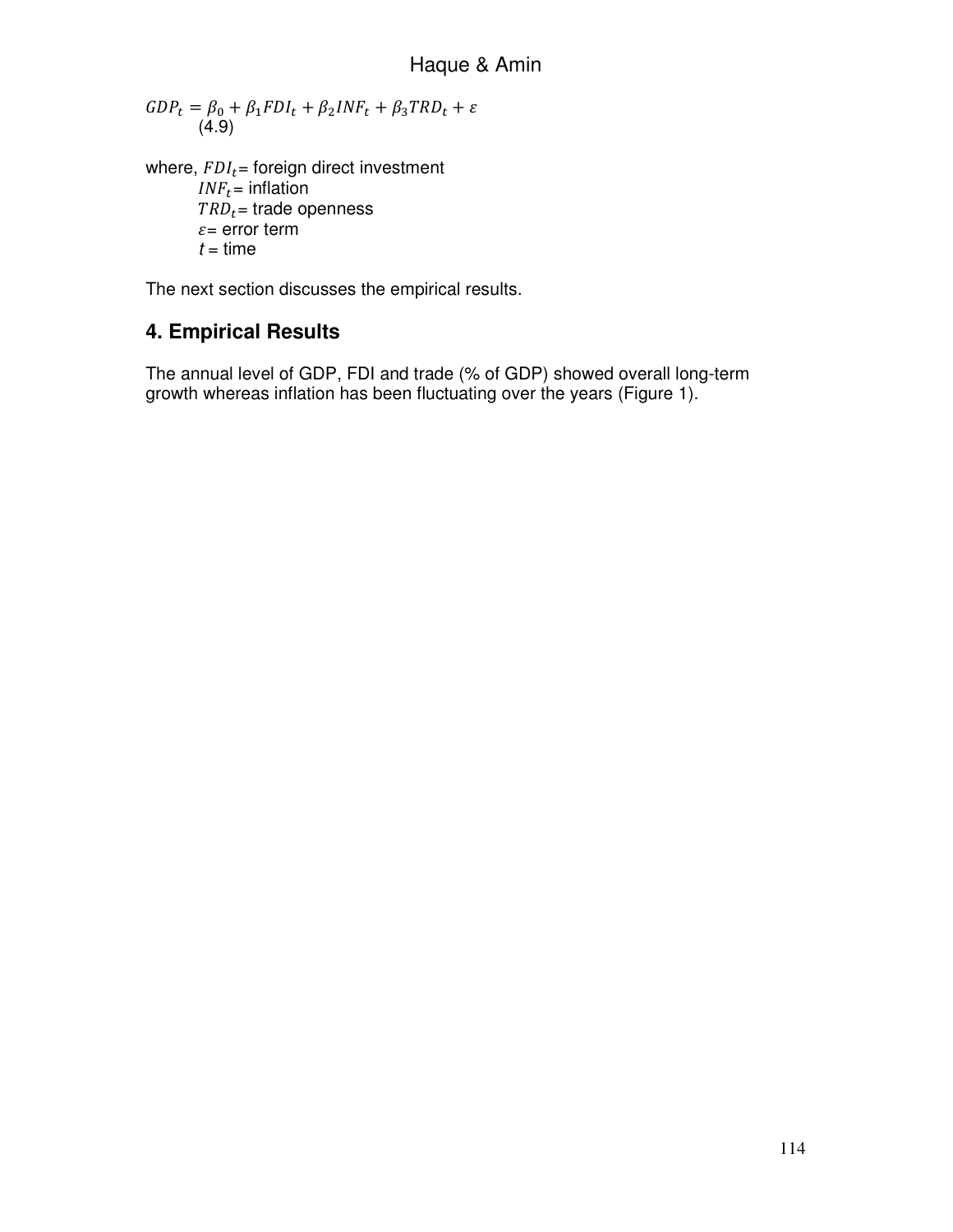$$GDP_t = \beta_0 + \beta_1 FDI_t + \beta_2 INF_t + \beta_3 TRD_t + \varepsilon \quad (4.9)$$

where, $FDI_t$= foreign direct investment
$INF_t$= inflation
$TRD_t$= trade openness
$\varepsilon$= error term
$t$ = time

The next section discusses the empirical results.

## 4. Empirical Results

The annual level of GDP, FDI and trade (% of GDP) showed overall long-term growth whereas inflation has been fluctuating over the years (Figure 1).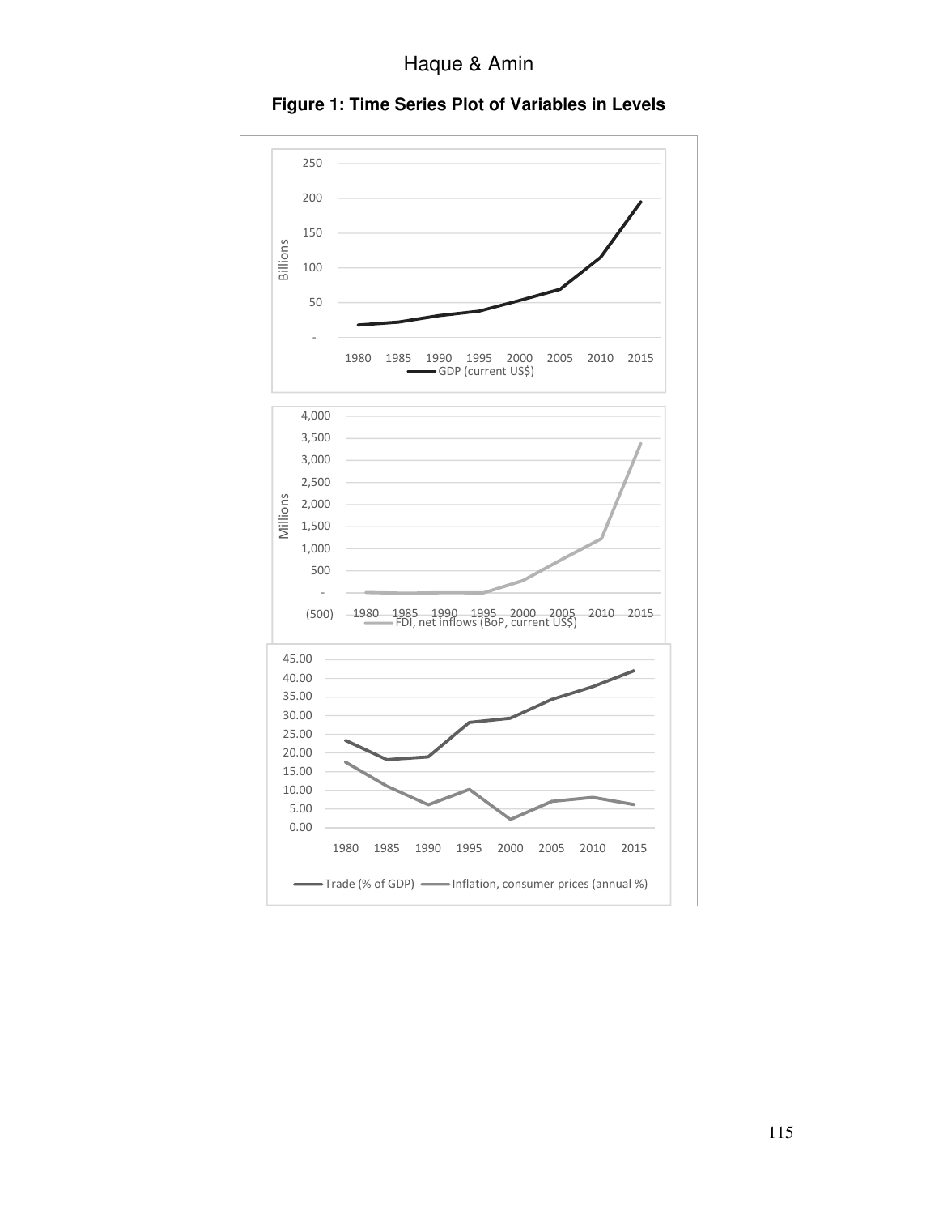**Figure 1: Time Series Plot of Variables in Levels**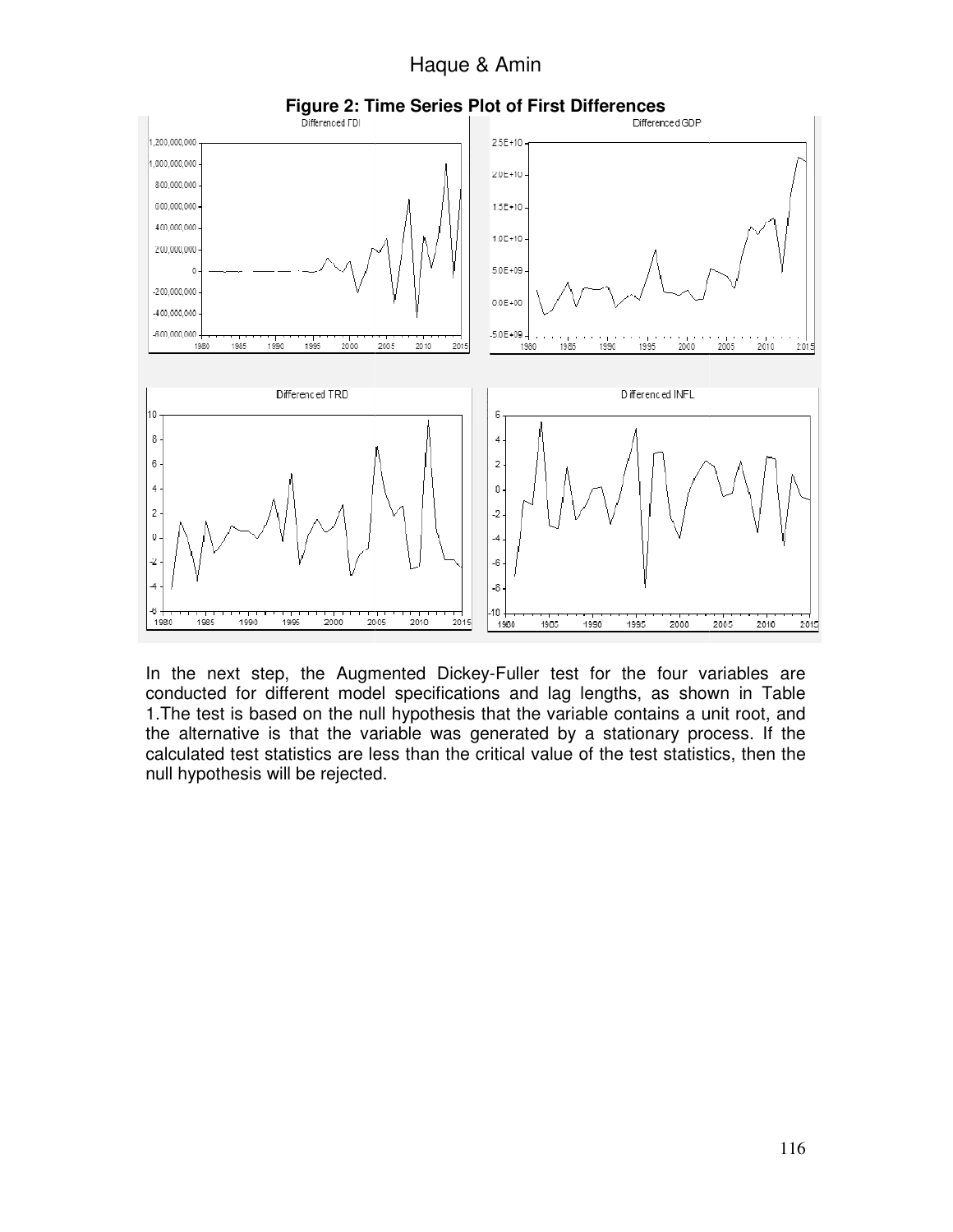**Figure 2: Time Series Plot of First Differences**

In the next step, the Augmented Dickey-Fuller test for the four variables are conducted for different model specifications and lag lengths, as shown in Table 1.The test is based on the null hypothesis that the variable contains a unit root, and the alternative is that the variable was generated by a stationary process. If the calculated test statistics are less than the critical value of the test statistics, then the null hypothesis will be rejected.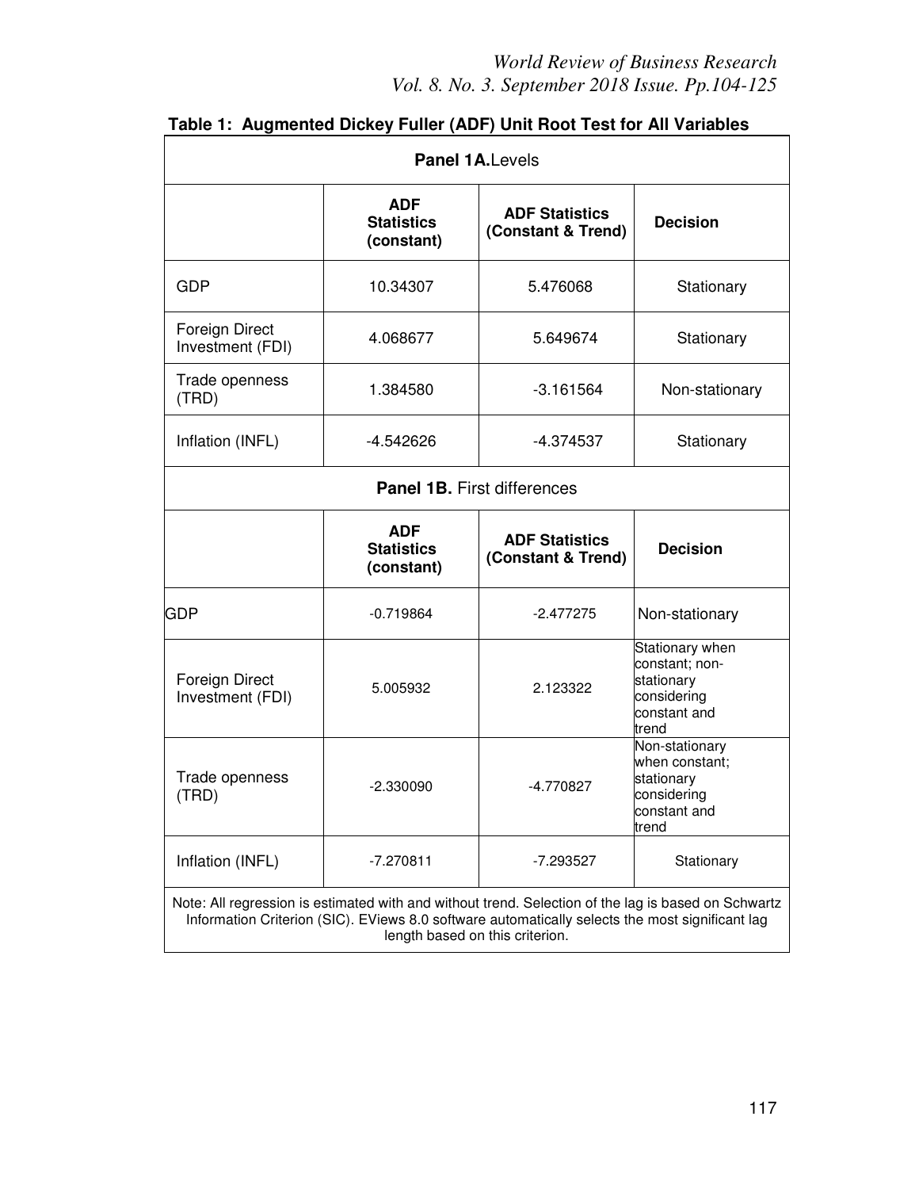**Table 1: Augmented Dickey Fuller (ADF) Unit Root Test for All Variables**

| **Panel 1A.** Levels | | | |
|---|---|---|---|
| | **ADF Statistics (constant)** | **ADF Statistics (Constant & Trend)** | **Decision** |
| GDP | 10.34307 | 5.476068 | Stationary |
| Foreign Direct Investment (FDI) | 4.068677 | 5.649674 | Stationary |
| Trade openness (TRD) | 1.384580 | -3.161564 | Non-stationary |
| Inflation (INFL) | -4.542626 | -4.374537 | Stationary |
| **Panel 1B.** First differences | | | |
| | **ADF Statistics (constant)** | **ADF Statistics (Constant & Trend)** | **Decision** |
| GDP | -0.719864 | -2.477275 | Non-stationary |
| Foreign Direct Investment (FDI) | 5.005932 | 2.123322 | Stationary when constant; non-stationary considering constant and trend |
| Trade openness (TRD) | -2.330090 | -4.770827 | Non-stationary when constant; stationary considering constant and trend |
| Inflation (INFL) | -7.270811 | -7.293527 | Stationary |

Note: All regression is estimated with and without trend. Selection of the lag is based on Schwartz Information Criterion (SIC). EViews 8.0 software automatically selects the most significant lag length based on this criterion.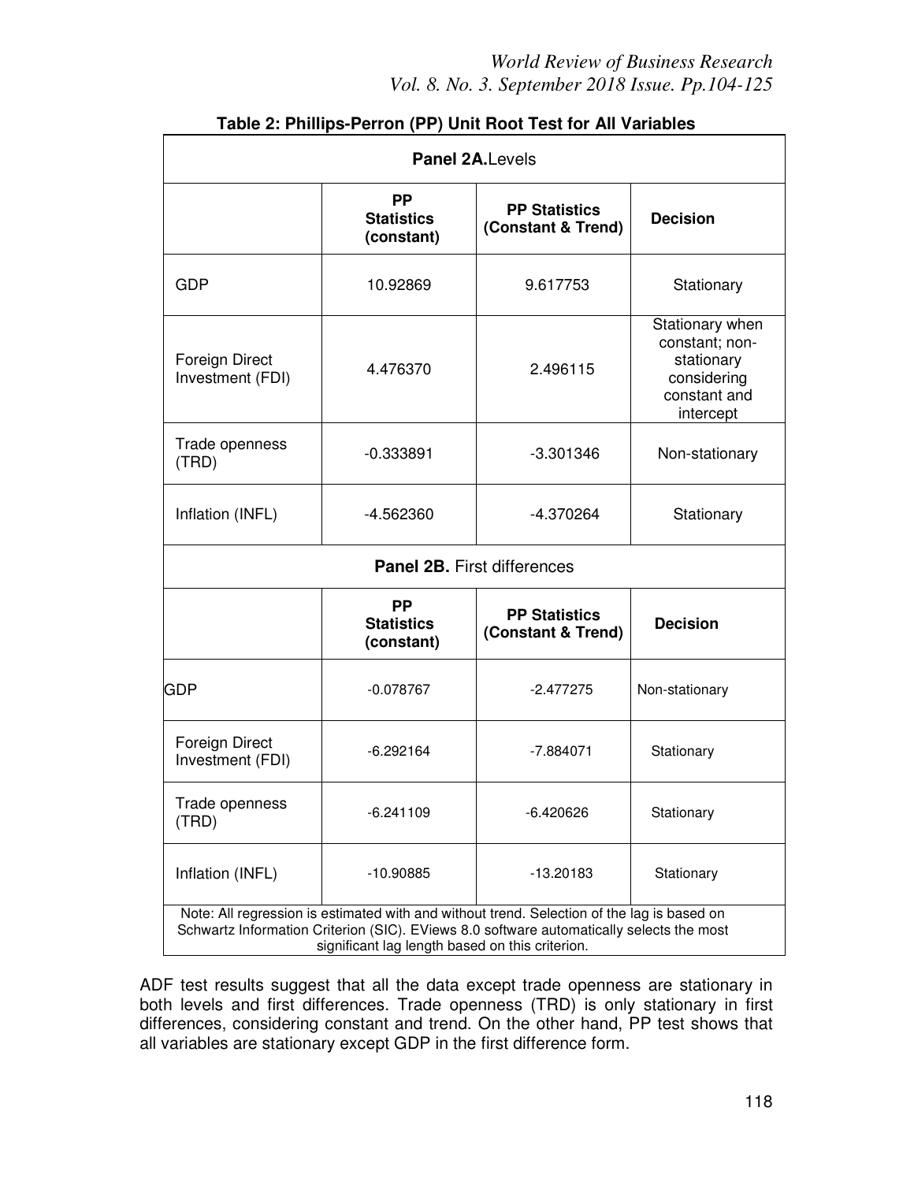**Table 2: Phillips-Perron (PP) Unit Root Test for All Variables**

| **Panel 2A.** Levels | | | |
|---|---|---|---|
| | **PP Statistics (constant)** | **PP Statistics (Constant & Trend)** | **Decision** |
| GDP | 10.92869 | 9.617753 | Stationary |
| Foreign Direct Investment (FDI) | 4.476370 | 2.496115 | Stationary when constant; non-stationary considering constant and intercept |
| Trade openness (TRD) | -0.333891 | -3.301346 | Non-stationary |
| Inflation (INFL) | -4.562360 | -4.370264 | Stationary |
| **Panel 2B.** First differences | | | |
| | **PP Statistics (constant)** | **PP Statistics (Constant & Trend)** | **Decision** |
| GDP | -0.078767 | -2.477275 | Non-stationary |
| Foreign Direct Investment (FDI) | -6.292164 | -7.884071 | Stationary |
| Trade openness (TRD) | -6.241109 | -6.420626 | Stationary |
| Inflation (INFL) | -10.90885 | -13.20183 | Stationary |

Note: All regression is estimated with and without trend. Selection of the lag is based on Schwartz Information Criterion (SIC). EViews 8.0 software automatically selects the most significant lag length based on this criterion.

ADF test results suggest that all the data except trade openness are stationary in both levels and first differences. Trade openness (TRD) is only stationary in first differences, considering constant and trend. On the other hand, PP test shows that all variables are stationary except GDP in the first difference form.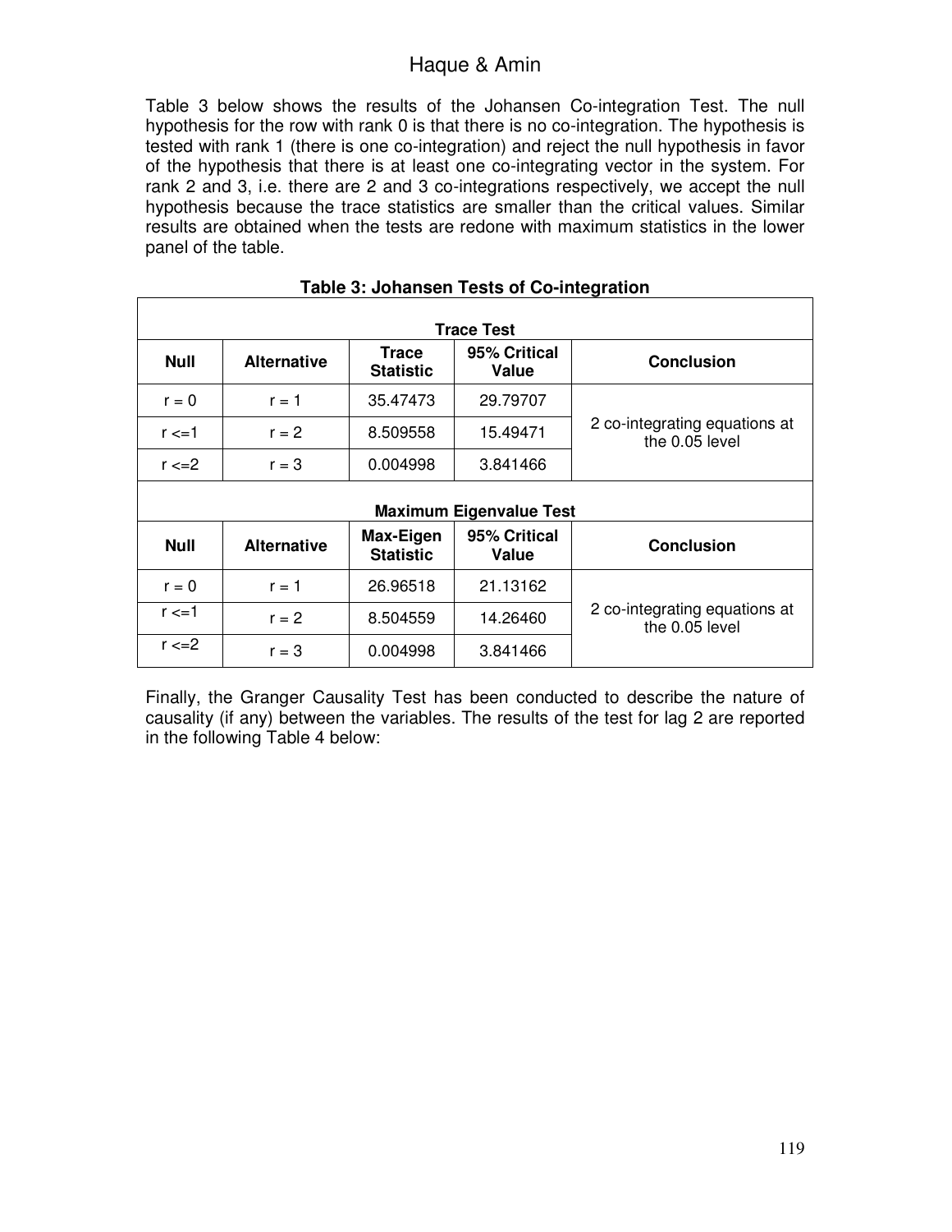Table 3 below shows the results of the Johansen Co-integration Test. The null hypothesis for the row with rank 0 is that there is no co-integration. The hypothesis is tested with rank 1 (there is one co-integration) and reject the null hypothesis in favor of the hypothesis that there is at least one co-integrating vector in the system. For rank 2 and 3, i.e. there are 2 and 3 co-integrations respectively, we accept the null hypothesis because the trace statistics are smaller than the critical values. Similar results are obtained when the tests are redone with maximum statistics in the lower panel of the table.

**Table 3: Johansen Tests of Co-integration**

| **Trace Test** | | | | |
|---|---|---|---|---|
| **Null** | **Alternative** | **Trace Statistic** | **95% Critical Value** | **Conclusion** |
| r = 0 | r = 1 | 35.47473 | 29.79707 | 2 co-integrating equations at the 0.05 level |
| r <=1 | r = 2 | 8.509558 | 15.49471 | |
| r <=2 | r = 3 | 0.004998 | 3.841466 | |
| **Maximum Eigenvalue Test** | | | | |
| **Null** | **Alternative** | **Max-Eigen Statistic** | **95% Critical Value** | **Conclusion** |
| r = 0 | r = 1 | 26.96518 | 21.13162 | 2 co-integrating equations at the 0.05 level |
| r <=1 | r = 2 | 8.504559 | 14.26460 | |
| r <=2 | r = 3 | 0.004998 | 3.841466 | |

Finally, the Granger Causality Test has been conducted to describe the nature of causality (if any) between the variables. The results of the test for lag 2 are reported in the following Table 4 below: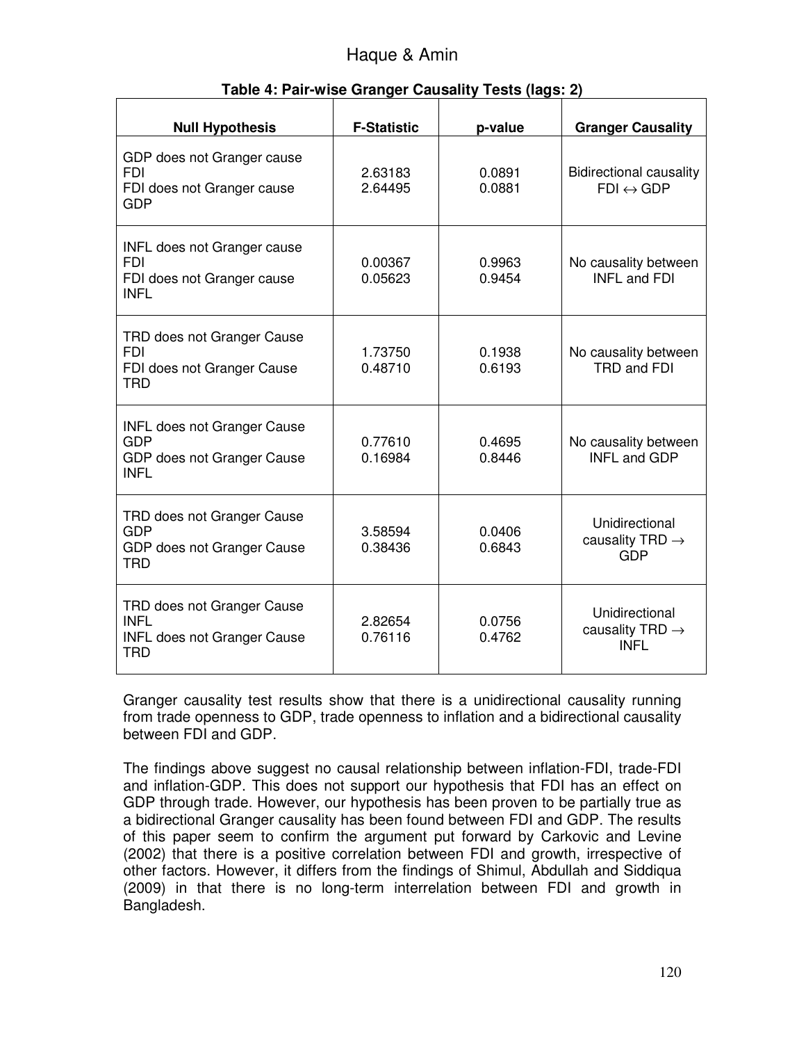**Table 4: Pair-wise Granger Causality Tests (lags: 2)**

| Null Hypothesis | F-Statistic | p-value | Granger Causality |
|---|---|---|---|
| GDP does not Granger cause FDI<br>FDI does not Granger cause GDP | 2.63183<br>2.64495 | 0.0891<br>0.0881 | Bidirectional causality FDI ↔ GDP |
| INFL does not Granger cause FDI<br>FDI does not Granger cause INFL | 0.00367<br>0.05623 | 0.9963<br>0.9454 | No causality between INFL and FDI |
| TRD does not Granger Cause FDI<br>FDI does not Granger Cause TRD | 1.73750<br>0.48710 | 0.1938<br>0.6193 | No causality between TRD and FDI |
| INFL does not Granger Cause GDP<br>GDP does not Granger Cause INFL | 0.77610<br>0.16984 | 0.4695<br>0.8446 | No causality between INFL and GDP |
| TRD does not Granger Cause GDP<br>GDP does not Granger Cause TRD | 3.58594<br>0.38436 | 0.0406<br>0.6843 | Unidirectional causality TRD → GDP |
| TRD does not Granger Cause INFL<br>INFL does not Granger Cause TRD | 2.82654<br>0.76116 | 0.0756<br>0.4762 | Unidirectional causality TRD → INFL |

Granger causality test results show that there is a unidirectional causality running from trade openness to GDP, trade openness to inflation and a bidirectional causality between FDI and GDP.

The findings above suggest no causal relationship between inflation-FDI, trade-FDI and inflation-GDP. This does not support our hypothesis that FDI has an effect on GDP through trade. However, our hypothesis has been proven to be partially true as a bidirectional Granger causality has been found between FDI and GDP. The results of this paper seem to confirm the argument put forward by Carkovic and Levine (2002) that there is a positive correlation between FDI and growth, irrespective of other factors. However, it differs from the findings of Shimul, Abdullah and Siddiqua (2009) in that there is no long-term interrelation between FDI and growth in Bangladesh.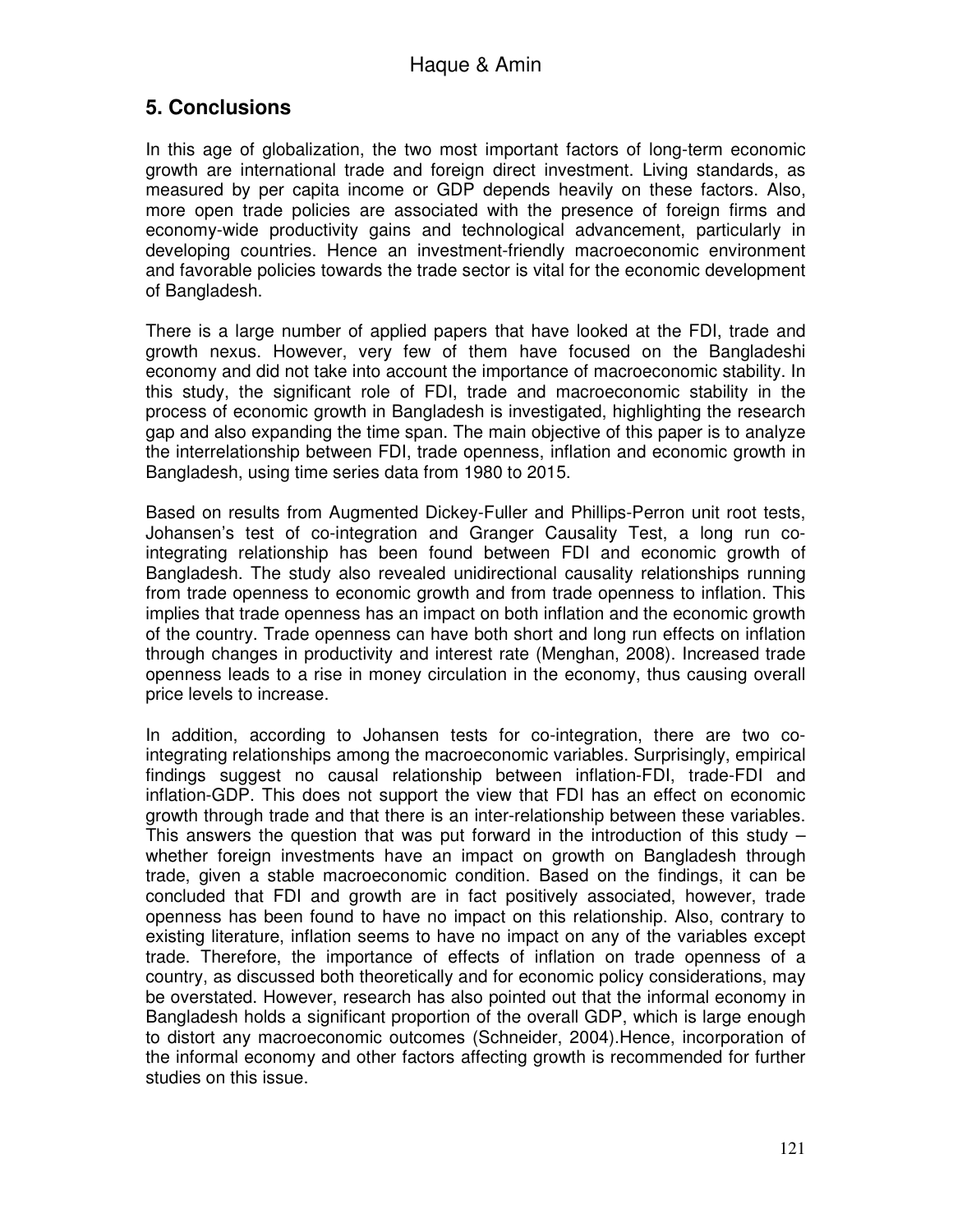## 5. Conclusions

In this age of globalization, the two most important factors of long-term economic growth are international trade and foreign direct investment. Living standards, as measured by per capita income or GDP depends heavily on these factors. Also, more open trade policies are associated with the presence of foreign firms and economy-wide productivity gains and technological advancement, particularly in developing countries. Hence an investment-friendly macroeconomic environment and favorable policies towards the trade sector is vital for the economic development of Bangladesh.

There is a large number of applied papers that have looked at the FDI, trade and growth nexus. However, very few of them have focused on the Bangladeshi economy and did not take into account the importance of macroeconomic stability. In this study, the significant role of FDI, trade and macroeconomic stability in the process of economic growth in Bangladesh is investigated, highlighting the research gap and also expanding the time span. The main objective of this paper is to analyze the interrelationship between FDI, trade openness, inflation and economic growth in Bangladesh, using time series data from 1980 to 2015.

Based on results from Augmented Dickey-Fuller and Phillips-Perron unit root tests, Johansen's test of co-integration and Granger Causality Test, a long run co-integrating relationship has been found between FDI and economic growth of Bangladesh. The study also revealed unidirectional causality relationships running from trade openness to economic growth and from trade openness to inflation. This implies that trade openness has an impact on both inflation and the economic growth of the country. Trade openness can have both short and long run effects on inflation through changes in productivity and interest rate (Menghan, 2008). Increased trade openness leads to a rise in money circulation in the economy, thus causing overall price levels to increase.

In addition, according to Johansen tests for co-integration, there are two co-integrating relationships among the macroeconomic variables. Surprisingly, empirical findings suggest no causal relationship between inflation-FDI, trade-FDI and inflation-GDP. This does not support the view that FDI has an effect on economic growth through trade and that there is an inter-relationship between these variables. This answers the question that was put forward in the introduction of this study – whether foreign investments have an impact on growth on Bangladesh through trade, given a stable macroeconomic condition. Based on the findings, it can be concluded that FDI and growth are in fact positively associated, however, trade openness has been found to have no impact on this relationship. Also, contrary to existing literature, inflation seems to have no impact on any of the variables except trade. Therefore, the importance of effects of inflation on trade openness of a country, as discussed both theoretically and for economic policy considerations, may be overstated. However, research has also pointed out that the informal economy in Bangladesh holds a significant proportion of the overall GDP, which is large enough to distort any macroeconomic outcomes (Schneider, 2004).Hence, incorporation of the informal economy and other factors affecting growth is recommended for further studies on this issue.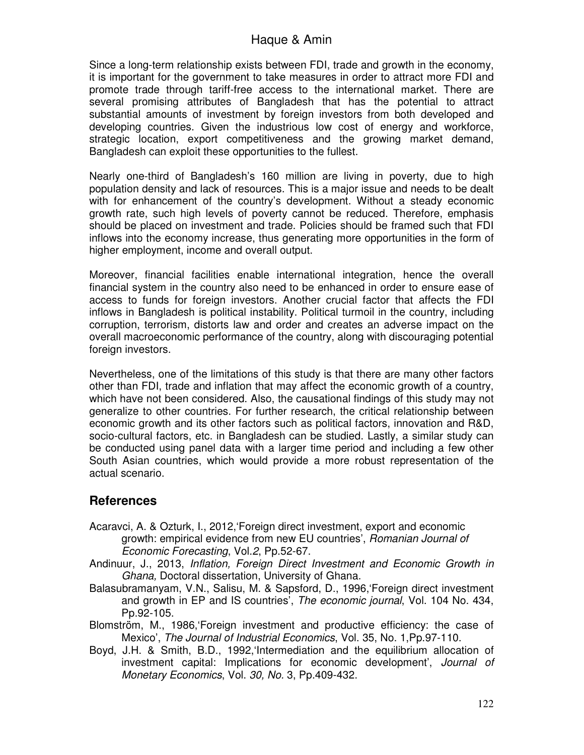Since a long-term relationship exists between FDI, trade and growth in the economy, it is important for the government to take measures in order to attract more FDI and promote trade through tariff-free access to the international market. There are several promising attributes of Bangladesh that has the potential to attract substantial amounts of investment by foreign investors from both developed and developing countries. Given the industrious low cost of energy and workforce, strategic location, export competitiveness and the growing market demand, Bangladesh can exploit these opportunities to the fullest.

Nearly one-third of Bangladesh's 160 million are living in poverty, due to high population density and lack of resources. This is a major issue and needs to be dealt with for enhancement of the country's development. Without a steady economic growth rate, such high levels of poverty cannot be reduced. Therefore, emphasis should be placed on investment and trade. Policies should be framed such that FDI inflows into the economy increase, thus generating more opportunities in the form of higher employment, income and overall output.

Moreover, financial facilities enable international integration, hence the overall financial system in the country also need to be enhanced in order to ensure ease of access to funds for foreign investors. Another crucial factor that affects the FDI inflows in Bangladesh is political instability. Political turmoil in the country, including corruption, terrorism, distorts law and order and creates an adverse impact on the overall macroeconomic performance of the country, along with discouraging potential foreign investors.

Nevertheless, one of the limitations of this study is that there are many other factors other than FDI, trade and inflation that may affect the economic growth of a country, which have not been considered. Also, the causational findings of this study may not generalize to other countries. For further research, the critical relationship between economic growth and its other factors such as political factors, innovation and R&D, socio-cultural factors, etc. in Bangladesh can be studied. Lastly, a similar study can be conducted using panel data with a larger time period and including a few other South Asian countries, which would provide a more robust representation of the actual scenario.

## References

Acaravci, A. & Ozturk, I., 2012,'Foreign direct investment, export and economic growth: empirical evidence from new EU countries', *Romanian Journal of Economic Forecasting*, Vol.*2*, Pp.52-67.

Andinuur, J., 2013, *Inflation, Foreign Direct Investment and Economic Growth in Ghana,* Doctoral dissertation, University of Ghana.

Balasubramanyam, V.N., Salisu, M. & Sapsford, D., 1996,'Foreign direct investment and growth in EP and IS countries', *The economic journal*, Vol. 104 No. 434, Pp.92-105.

Blomström, M., 1986,'Foreign investment and productive efficiency: the case of Mexico', *The Journal of Industrial Economics*, Vol. 35, No. 1,Pp.97-110.

Boyd, J.H. & Smith, B.D., 1992,'Intermediation and the equilibrium allocation of investment capital: Implications for economic development', *Journal of Monetary Economics*, Vol. *30, No.* 3, Pp.409-432.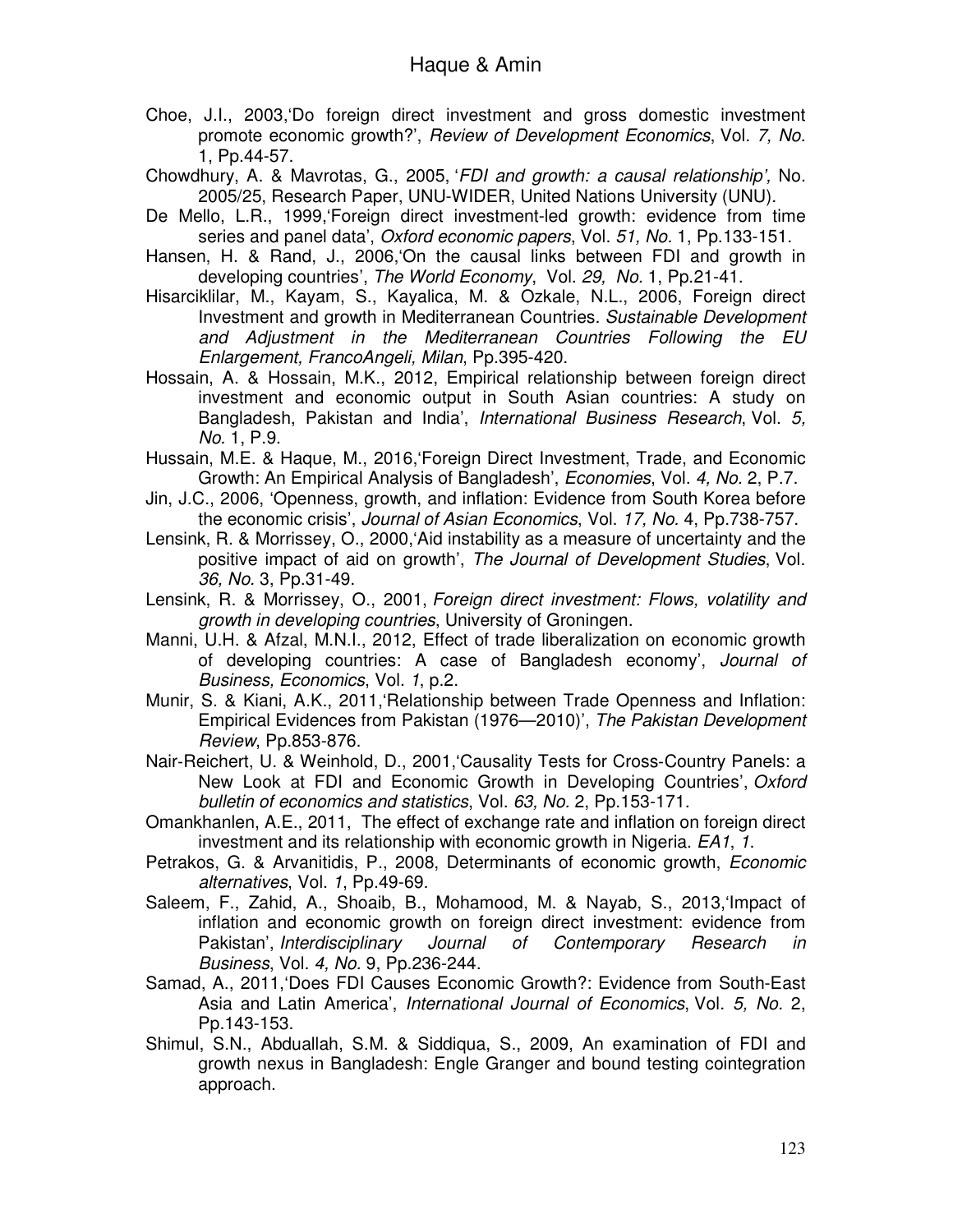Choe, J.I., 2003,'Do foreign direct investment and gross domestic investment promote economic growth?', *Review of Development Economics*, Vol. *7, No.* 1, Pp.44-57.

Chowdhury, A. & Mavrotas, G., 2005, '*FDI and growth: a causal relationship',* No. 2005/25, Research Paper, UNU-WIDER, United Nations University (UNU).

De Mello, L.R., 1999,'Foreign direct investment-led growth: evidence from time series and panel data', *Oxford economic papers*, Vol. *51, No.* 1, Pp.133-151.

Hansen, H. & Rand, J., 2006,'On the causal links between FDI and growth in developing countries', *The World Economy*, Vol. *29, No.* 1, Pp.21-41.

Hisarciklilar, M., Kayam, S., Kayalica, M. & Ozkale, N.L., 2006, Foreign direct Investment and growth in Mediterranean Countries. *Sustainable Development and Adjustment in the Mediterranean Countries Following the EU Enlargement, FrancoAngeli, Milan*, Pp.395-420.

Hossain, A. & Hossain, M.K., 2012, Empirical relationship between foreign direct investment and economic output in South Asian countries: A study on Bangladesh, Pakistan and India', *International Business Research*, Vol. *5, No.* 1, P.9.

Hussain, M.E. & Haque, M., 2016,'Foreign Direct Investment, Trade, and Economic Growth: An Empirical Analysis of Bangladesh', *Economies*, Vol. *4, No.* 2, P.7.

Jin, J.C., 2006, 'Openness, growth, and inflation: Evidence from South Korea before the economic crisis', *Journal of Asian Economics*, Vol. *17, No.* 4, Pp.738-757.

Lensink, R. & Morrissey, O., 2000,'Aid instability as a measure of uncertainty and the positive impact of aid on growth', *The Journal of Development Studies*, Vol. *36, No.* 3, Pp.31-49.

Lensink, R. & Morrissey, O., 2001, *Foreign direct investment: Flows, volatility and growth in developing countries*, University of Groningen.

Manni, U.H. & Afzal, M.N.I., 2012, Effect of trade liberalization on economic growth of developing countries: A case of Bangladesh economy', *Journal of Business, Economics*, Vol. *1*, p.2.

Munir, S. & Kiani, A.K., 2011,'Relationship between Trade Openness and Inflation: Empirical Evidences from Pakistan (1976—2010)', *The Pakistan Development Review*, Pp.853-876.

Nair-Reichert, U. & Weinhold, D., 2001,'Causality Tests for Cross-Country Panels: a New Look at FDI and Economic Growth in Developing Countries', *Oxford bulletin of economics and statistics*, Vol. *63, No.* 2, Pp.153-171.

Omankhanlen, A.E., 2011, The effect of exchange rate and inflation on foreign direct investment and its relationship with economic growth in Nigeria. *EA1*, *1*.

Petrakos, G. & Arvanitidis, P., 2008, Determinants of economic growth, *Economic alternatives*, Vol. *1*, Pp.49-69.

Saleem, F., Zahid, A., Shoaib, B., Mohamood, M. & Nayab, S., 2013,'Impact of inflation and economic growth on foreign direct investment: evidence from Pakistan', *Interdisciplinary Journal of Contemporary Research in Business*, Vol. *4, No.* 9, Pp.236-244.

Samad, A., 2011,'Does FDI Causes Economic Growth?: Evidence from South-East Asia and Latin America', *International Journal of Economics*, Vol. *5, No.* 2, Pp.143-153.

Shimul, S.N., Abduallah, S.M. & Siddiqua, S., 2009, An examination of FDI and growth nexus in Bangladesh: Engle Granger and bound testing cointegration approach.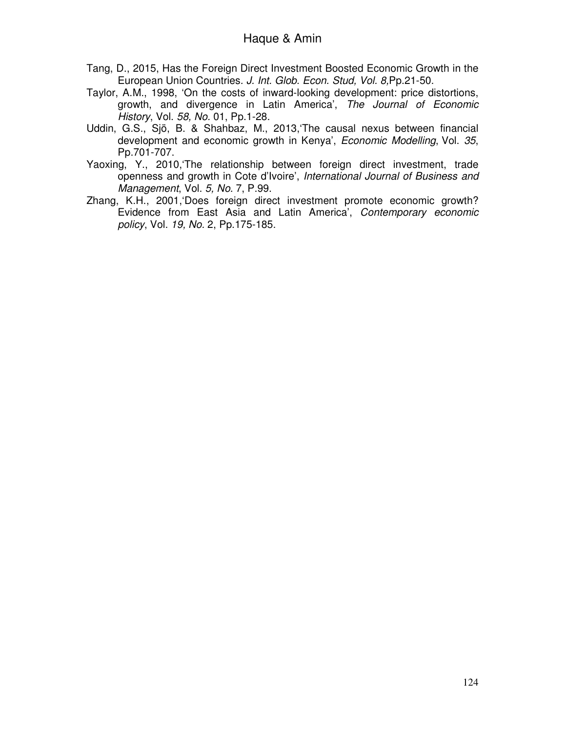Tang, D., 2015, Has the Foreign Direct Investment Boosted Economic Growth in the European Union Countries. *J. Int. Glob. Econ. Stud, Vol. 8,*Pp.21-50.

Taylor, A.M., 1998, 'On the costs of inward-looking development: price distortions, growth, and divergence in Latin America', *The Journal of Economic History*, Vol. *58, No.* 01, Pp.1-28.

Uddin, G.S., Sjö, B. & Shahbaz, M., 2013,'The causal nexus between financial development and economic growth in Kenya', *Economic Modelling*, Vol. *35*, Pp.701-707.

Yaoxing, Y., 2010,'The relationship between foreign direct investment, trade openness and growth in Cote d'Ivoire', *International Journal of Business and Management*, Vol. *5, No.* 7, P.99.

Zhang, K.H., 2001,'Does foreign direct investment promote economic growth? Evidence from East Asia and Latin America', *Contemporary economic policy*, Vol. *19, No*. 2, Pp.175-185.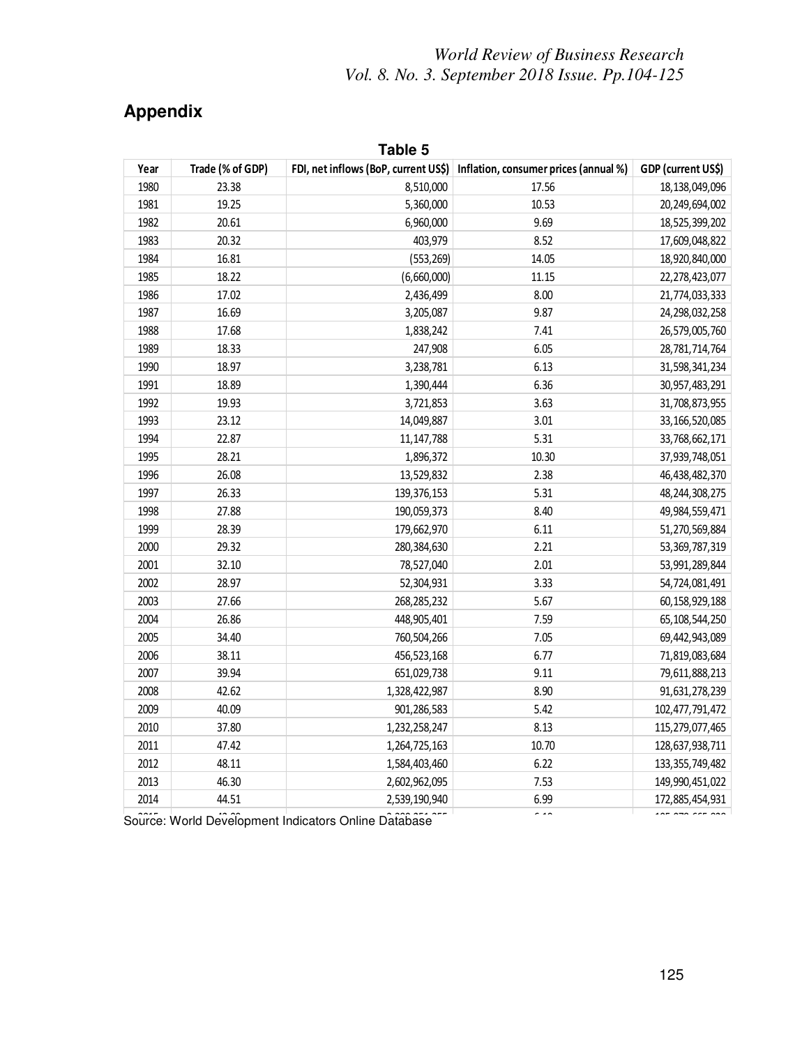## Appendix

**Table 5**

| Year | Trade (% of GDP) | FDI, net inflows (BoP, current US$) | Inflation, consumer prices (annual %) | GDP (current US$) |
|---|---|---|---|---|
| 1980 | 23.38 | 8,510,000 | 17.56 | 18,138,049,096 |
| 1981 | 19.25 | 5,360,000 | 10.53 | 20,249,694,002 |
| 1982 | 20.61 | 6,960,000 | 9.69 | 18,525,399,202 |
| 1983 | 20.32 | 403,979 | 8.52 | 17,609,048,822 |
| 1984 | 16.81 | (553,269) | 14.05 | 18,920,840,000 |
| 1985 | 18.22 | (6,660,000) | 11.15 | 22,278,423,077 |
| 1986 | 17.02 | 2,436,499 | 8.00 | 21,774,033,333 |
| 1987 | 16.69 | 3,205,087 | 9.87 | 24,298,032,258 |
| 1988 | 17.68 | 1,838,242 | 7.41 | 26,579,005,760 |
| 1989 | 18.33 | 247,908 | 6.05 | 28,781,714,764 |
| 1990 | 18.97 | 3,238,781 | 6.13 | 31,598,341,234 |
| 1991 | 18.89 | 1,390,444 | 6.36 | 30,957,483,291 |
| 1992 | 19.93 | 3,721,853 | 3.63 | 31,708,873,955 |
| 1993 | 23.12 | 14,049,887 | 3.01 | 33,166,520,085 |
| 1994 | 22.87 | 11,147,788 | 5.31 | 33,768,662,171 |
| 1995 | 28.21 | 1,896,372 | 10.30 | 37,939,748,051 |
| 1996 | 26.08 | 13,529,832 | 2.38 | 46,438,482,370 |
| 1997 | 26.33 | 139,376,153 | 5.31 | 48,244,308,275 |
| 1998 | 27.88 | 190,059,373 | 8.40 | 49,984,559,471 |
| 1999 | 28.39 | 179,662,970 | 6.11 | 51,270,569,884 |
| 2000 | 29.32 | 280,384,630 | 2.21 | 53,369,787,319 |
| 2001 | 32.10 | 78,527,040 | 2.01 | 53,991,289,844 |
| 2002 | 28.97 | 52,304,931 | 3.33 | 54,724,081,491 |
| 2003 | 27.66 | 268,285,232 | 5.67 | 60,158,929,188 |
| 2004 | 26.86 | 448,905,401 | 7.59 | 65,108,544,250 |
| 2005 | 34.40 | 760,504,266 | 7.05 | 69,442,943,089 |
| 2006 | 38.11 | 456,523,168 | 6.77 | 71,819,083,684 |
| 2007 | 39.94 | 651,029,738 | 9.11 | 79,611,888,213 |
| 2008 | 42.62 | 1,328,422,987 | 8.90 | 91,631,278,239 |
| 2009 | 40.09 | 901,286,583 | 5.42 | 102,477,791,472 |
| 2010 | 37.80 | 1,232,258,247 | 8.13 | 115,279,077,465 |
| 2011 | 47.42 | 1,264,725,163 | 10.70 | 128,637,938,711 |
| 2012 | 48.11 | 1,584,403,460 | 6.22 | 133,355,749,482 |
| 2013 | 46.30 | 2,602,962,095 | 7.53 | 149,990,451,022 |
| 2014 | 44.51 | 2,539,190,940 | 6.99 | 172,885,454,931 |

Source: World Development Indicators Online Database